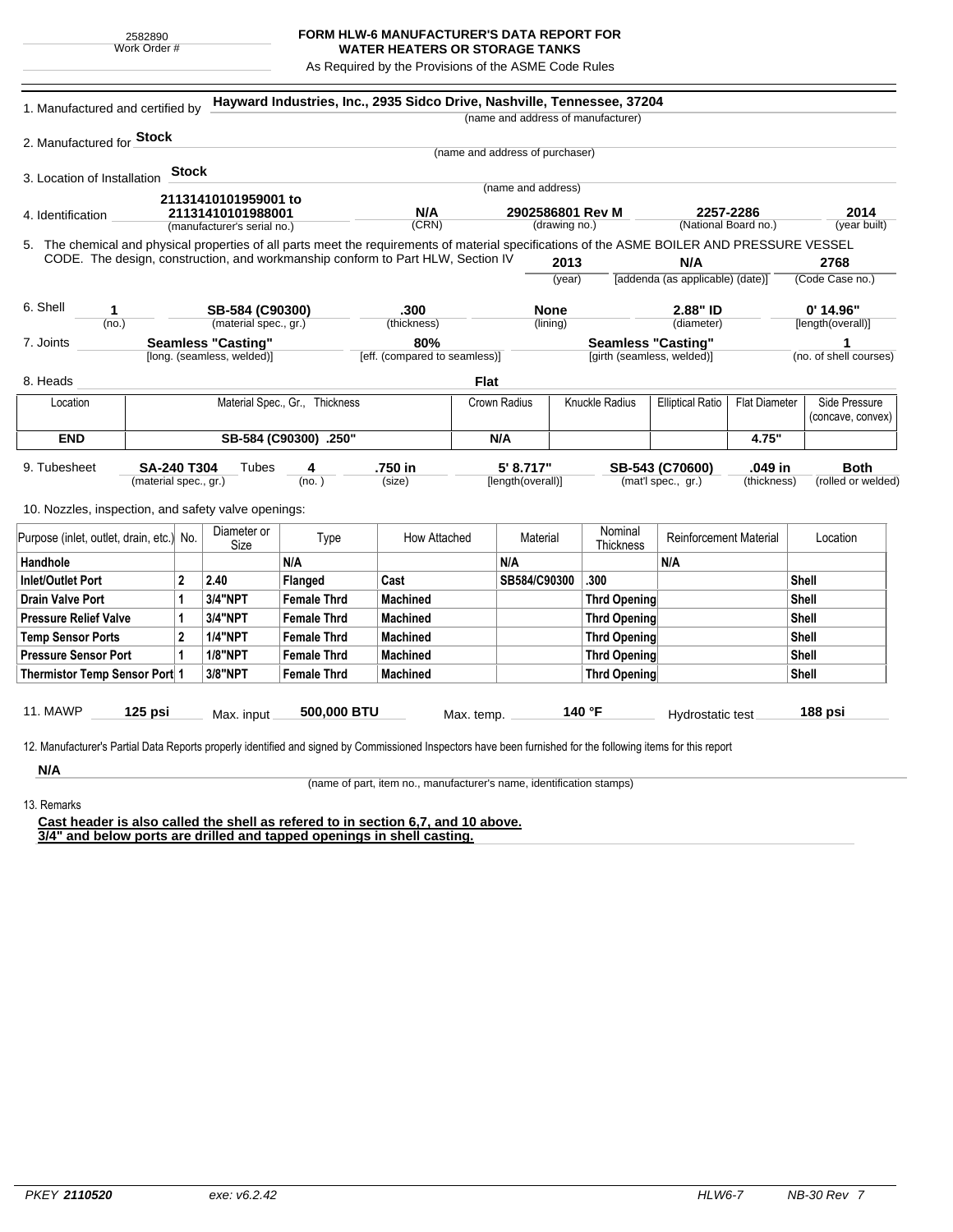2582890
Work Order #

# FORM HLW-6 MANUFACTURER'S DATA REPORT FOR WATER HEATERS OR STORAGE TANKS

As Required by the Provisions of the ASME Code Rules

1. Manufactured and certified by **Hayward Industries, Inc., 2935 Sidco Drive, Nashville, Tennessee, 37204**
(name and address of manufacturer)

2. Manufactured for **Stock**
(name and address of purchaser)

3. Location of Installation **Stock**
(name and address)

4. Identification **21131410101959001 to 21131410101988001** (manufacturer's serial no.) **N/A** (CRN) **2902586801 Rev M** (drawing no.) **2257-2286** (National Board no.) **2014** (year built)

5. The chemical and physical properties of all parts meet the requirements of material specifications of the ASME BOILER AND PRESSURE VESSEL CODE. The design, construction, and workmanship conform to Part HLW, Section IV **2013** (year) **N/A** [addenda (as applicable) (date)] **2768** (Code Case no.)

6. Shell **1** (no.) **SB-584 (C90300)** (material spec., gr.) **.300** (thickness) **None** (lining) **2.88" ID** (diameter) **0' 14.96"** [length(overall)]

7. Joints **Seamless "Casting"** [long. (seamless, welded)] **80%** [eff. (compared to seamless)] **Seamless "Casting"** [girth (seamless, welded)] **1** (no. of shell courses)

8. Heads **Flat**

| Location | Material Spec., Gr., Thickness | Crown Radius | Knuckle Radius | Elliptical Ratio | Flat Diameter | Side Pressure (concave, convex) |
|---|---|---|---|---|---|---|
| **END** | **SB-584 (C90300) .250"** | **N/A** | | | **4.75"** | |

9. Tubesheet **SA-240 T304** (material spec., gr.) Tubes **4** (no.) **.750 in** (size) **5' 8.717"** [length(overall)] **SB-543 (C70600)** (mat'l spec., gr.) **.049 in** (thickness) **Both** (rolled or welded)

10. Nozzles, inspection, and safety valve openings:

| Purpose (inlet, outlet, drain, etc.) | No. | Diameter or Size | Type | How Attached | Material | Nominal Thickness | Reinforcement Material | Location |
|---|---|---|---|---|---|---|---|---|
| **Handhole** | | | **N/A** | | **N/A** | | **N/A** | |
| **Inlet/Outlet Port** | **2** | **2.40** | **Flanged** | **Cast** | **SB584/C90300** | **.300** | | **Shell** |
| **Drain Valve Port** | **1** | **3/4"NPT** | **Female Thrd** | **Machined** | | **Thrd Opening** | | **Shell** |
| **Pressure Relief Valve** | **1** | **3/4"NPT** | **Female Thrd** | **Machined** | | **Thrd Opening** | | **Shell** |
| **Temp Sensor Ports** | **2** | **1/4"NPT** | **Female Thrd** | **Machined** | | **Thrd Opening** | | **Shell** |
| **Pressure Sensor Port** | **1** | **1/8"NPT** | **Female Thrd** | **Machined** | | **Thrd Opening** | | **Shell** |
| **Thermistor Temp Sensor Port** | **1** | **3/8"NPT** | **Female Thrd** | **Machined** | | **Thrd Opening** | | **Shell** |

11. MAWP **125 psi** Max. input **500,000 BTU** Max. temp. **140 °F** Hydrostatic test **188 psi**

12. Manufacturer's Partial Data Reports properly identified and signed by Commissioned Inspectors have been furnished for the following items for this report

**N/A**
(name of part, item no., manufacturer's name, identification stamps)

13. Remarks

**Cast header is also called the shell as refered to in section 6,7, and 10 above.**
**3/4" and below ports are drilled and tapped openings in shell casting.**

PKEY *2110520* exe: v6.2.42 HLW6-7 NB-30 Rev 7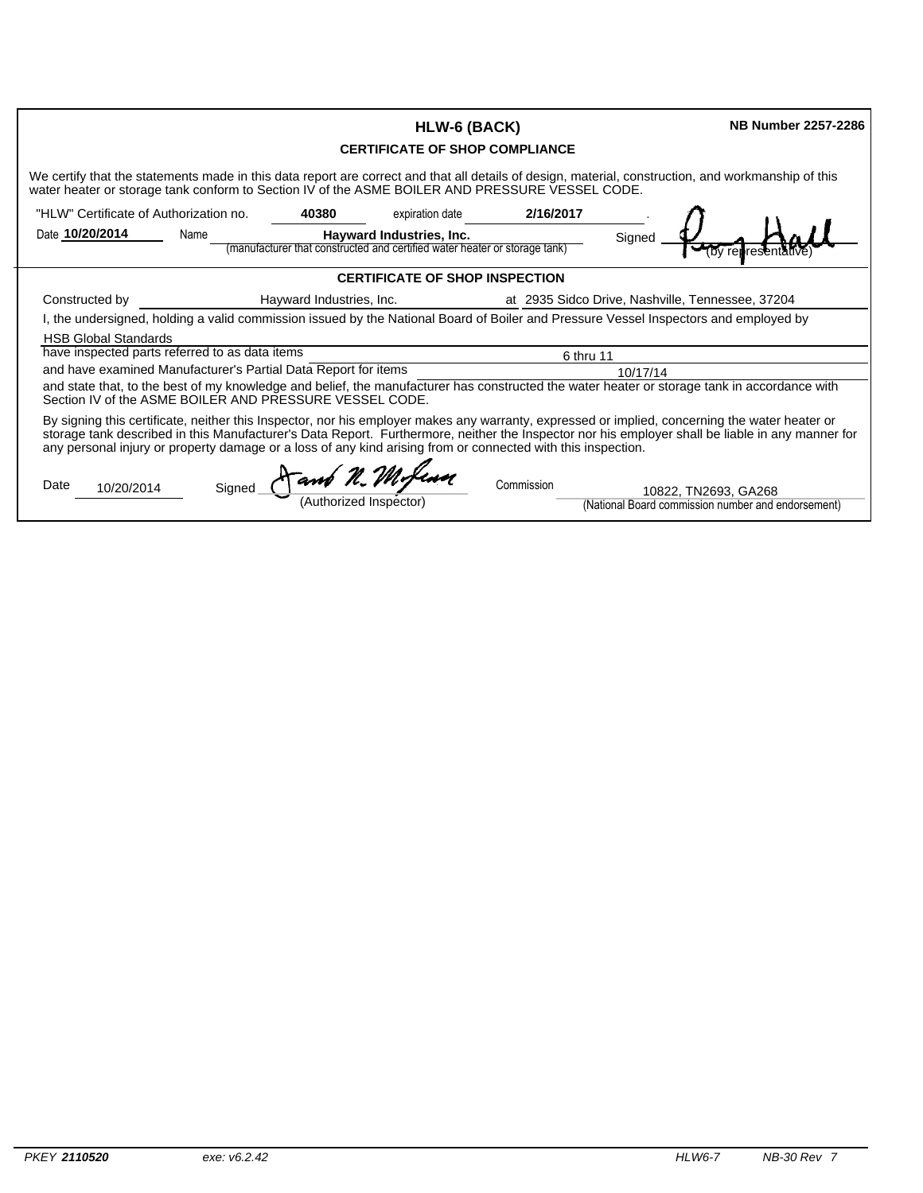## HLW-6 (BACK)

**NB Number 2257-2286**

### CERTIFICATE OF SHOP COMPLIANCE

We certify that the statements made in this data report are correct and that all details of design, material, construction, and workmanship of this water heater or storage tank conform to Section IV of the ASME BOILER AND PRESSURE VESSEL CODE.

"HLW" Certificate of Authorization no. **40380** expiration date **2/16/2017** .

Date **10/20/2014** Name **Hayward Industries, Inc.** (manufacturer that constructed and certified water heater or storage tank) Signed _(signature)_ (by representative)

### CERTIFICATE OF SHOP INSPECTION

Constructed by Hayward Industries, Inc. at 2935 Sidco Drive, Nashville, Tennessee, 37204

I, the undersigned, holding a valid commission issued by the National Board of Boiler and Pressure Vessel Inspectors and employed by HSB Global Standards

have inspected parts referred to as data items 6 thru 11

and have examined Manufacturer's Partial Data Report for items 10/17/14

and state that, to the best of my knowledge and belief, the manufacturer has constructed the water heater or storage tank in accordance with Section IV of the ASME BOILER AND PRESSURE VESSEL CODE.

By signing this certificate, neither this Inspector, nor his employer makes any warranty, expressed or implied, concerning the water heater or storage tank described in this Manufacturer's Data Report. Furthermore, neither the Inspector nor his employer shall be liable in any manner for any personal injury or property damage or a loss of any kind arising from or connected with this inspection.

Date 10/20/2014 Signed _(signature)_ (Authorized Inspector) Commission 10822, TN2693, GA268 (National Board commission number and endorsement)

*PKEY* ***2110520*** *exe: v6.2.42* *HLW6-7* *NB-30 Rev 7*